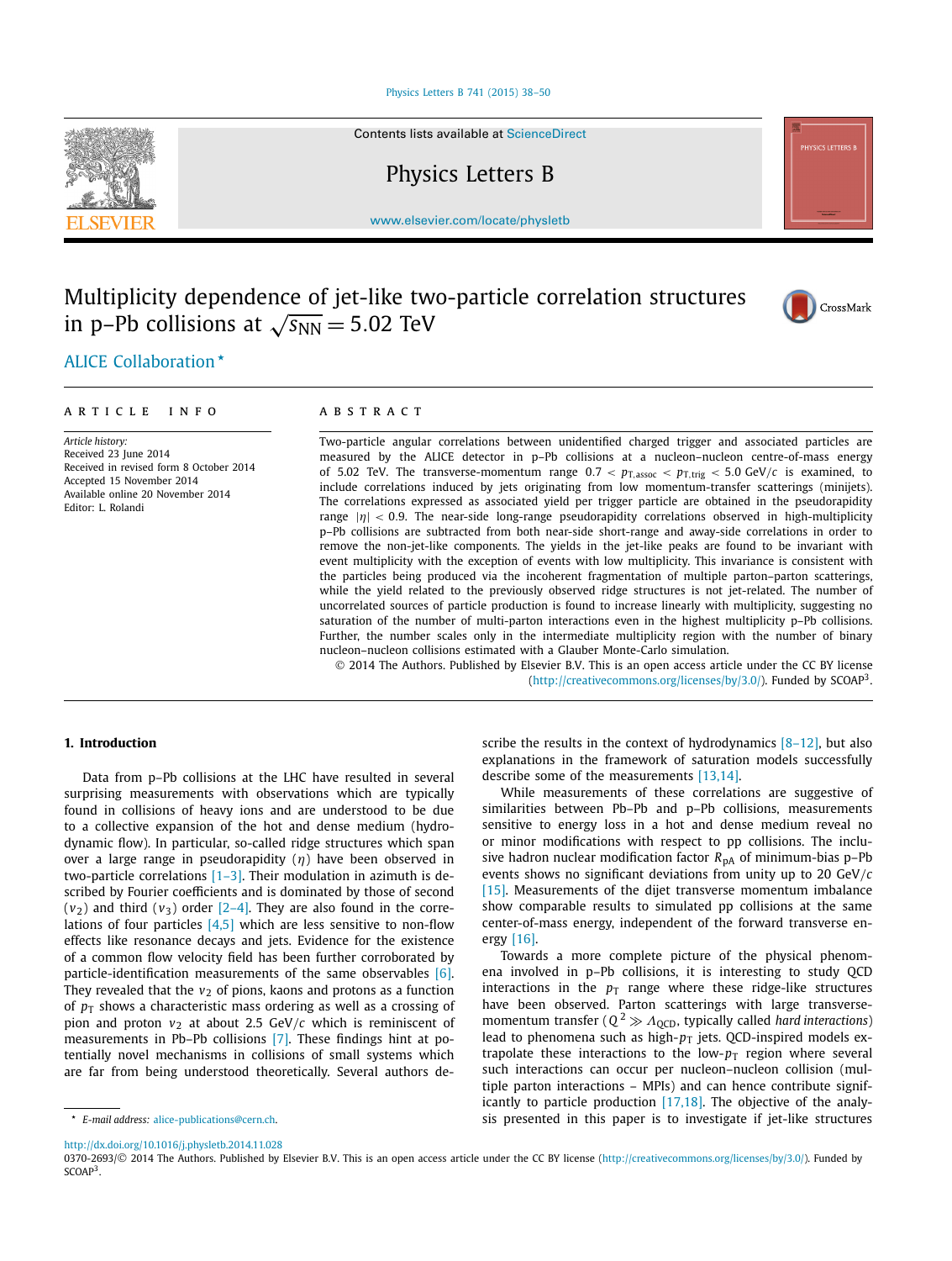Contents lists available at ScienceDirect

# Physics Letters B

www.elsevier.com/locate/physletb

# Multiplicity dependence of jet-like two-particle correlation structures in p–Pb collisions at $\sqrt{s_{NN}} = 5.02$ TeV

ALICE Collaboration *

ARTICLE INFO

*Article history:*
Received 23 June 2014
Received in revised form 8 October 2014
Accepted 15 November 2014
Available online 20 November 2014
Editor: L. Rolandi

ABSTRACT

Two-particle angular correlations between unidentified charged trigger and associated particles are measured by the ALICE detector in p–Pb collisions at a nucleon–nucleon centre-of-mass energy of 5.02 TeV. The transverse-momentum range $0.7 < p_{T,assoc} < p_{T,trig} < 5.0$ GeV/$c$ is examined, to include correlations induced by jets originating from low momentum-transfer scatterings (minijets). The correlations expressed as associated yield per trigger particle are obtained in the pseudorapidity range $|\eta| < 0.9$. The near-side long-range pseudorapidity correlations observed in high-multiplicity p–Pb collisions are subtracted from both near-side short-range and away-side correlations in order to remove the non-jet-like components. The yields in the jet-like peaks are found to be invariant with event multiplicity with the exception of events with low multiplicity. This invariance is consistent with the particles being produced via the incoherent fragmentation of multiple parton–parton scatterings, while the yield related to the previously observed ridge structures is not jet-related. The number of uncorrelated sources of particle production is found to increase linearly with multiplicity, suggesting no saturation of the number of multi-parton interactions even in the highest multiplicity p–Pb collisions. Further, the number scales only in the intermediate multiplicity region with the number of binary nucleon–nucleon collisions estimated with a Glauber Monte-Carlo simulation.

© 2014 The Authors. Published by Elsevier B.V. This is an open access article under the CC BY license (http://creativecommons.org/licenses/by/3.0/). Funded by SCOAP[3].

## 1. Introduction

Data from p–Pb collisions at the LHC have resulted in several surprising measurements with observations which are typically found in collisions of heavy ions and are understood to be due to a collective expansion of the hot and dense medium (hydrodynamic flow). In particular, so-called ridge structures which span over a large range in pseudorapidity ($\eta$) have been observed in two-particle correlations [1–3]. Their modulation in azimuth is described by Fourier coefficients and is dominated by those of second ($v_2$) and third ($v_3$) order [2–4]. They are also found in the correlations of four particles [4,5] which are less sensitive to non-flow effects like resonance decays and jets. Evidence for the existence of a common flow velocity field has been further corroborated by particle-identification measurements of the same observables [6]. They revealed that the $v_2$ of pions, kaons and protons as a function of $p_T$ shows a characteristic mass ordering as well as a crossing of pion and proton $v_2$ at about 2.5 GeV/$c$ which is reminiscent of measurements in Pb–Pb collisions [7]. These findings hint at potentially novel mechanisms in collisions of small systems which are far from being understood theoretically. Several authors describe the results in the context of hydrodynamics [8–12], but also explanations in the framework of saturation models successfully describe some of the measurements [13,14].

While measurements of these correlations are suggestive of similarities between Pb–Pb and p–Pb collisions, measurements sensitive to energy loss in a hot and dense medium reveal no or minor modifications with respect to pp collisions. The inclusive hadron nuclear modification factor $R_{pA}$ of minimum-bias p–Pb events shows no significant deviations from unity up to 20 GeV/$c$ [15]. Measurements of the dijet transverse momentum imbalance show comparable results to simulated pp collisions at the same center-of-mass energy, independent of the forward transverse energy [16].

Towards a more complete picture of the physical phenomena involved in p–Pb collisions, it is interesting to study QCD interactions in the $p_T$ range where these ridge-like structures have been observed. Parton scatterings with large transverse-momentum transfer ($Q^2 \gg \Lambda_{QCD}$, typically called *hard interactions*) lead to phenomena such as high-$p_T$ jets. QCD-inspired models extrapolate these interactions to the low-$p_T$ region where several such interactions can occur per nucleon–nucleon collision (multiple parton interactions – MPIs) and can hence contribute significantly to particle production [17,18]. The objective of the analysis presented in this paper is to investigate if jet-like structures

* E-mail address: alice-publications@cern.ch.

http://dx.doi.org/10.1016/j.physletb.2014.11.028
0370-2693/© 2014 The Authors. Published by Elsevier B.V. This is an open access article under the CC BY license (http://creativecommons.org/licenses/by/3.0/). Funded by SCOAP[3].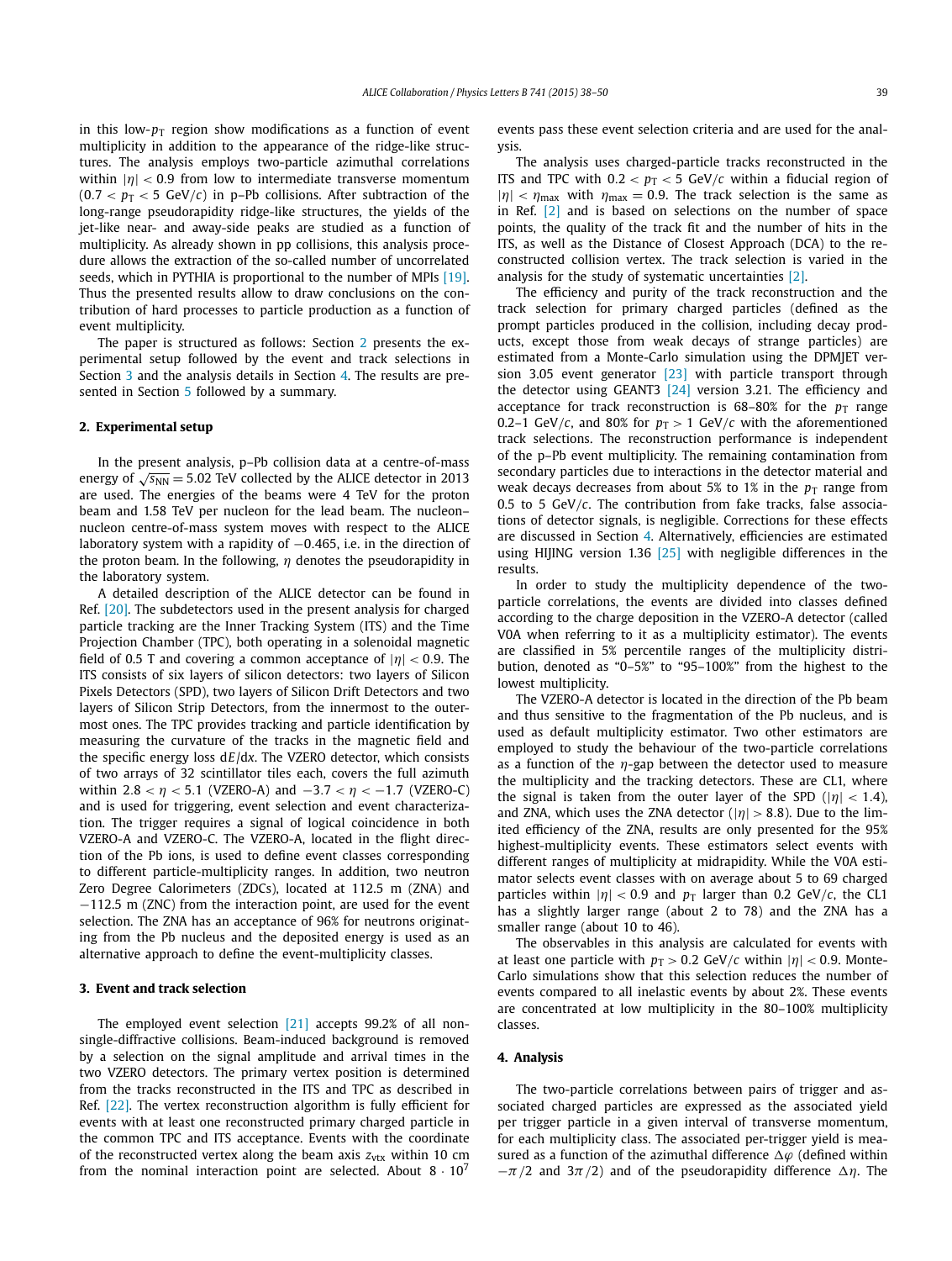in this low-$p_T$ region show modifications as a function of event multiplicity in addition to the appearance of the ridge-like structures. The analysis employs two-particle azimuthal correlations within $|\eta| < 0.9$ from low to intermediate transverse momentum ($0.7 < p_T < 5$ GeV/$c$) in p–Pb collisions. After subtraction of the long-range pseudorapidity ridge-like structures, the yields of the jet-like near- and away-side peaks are studied as a function of multiplicity. As already shown in pp collisions, this analysis procedure allows the extraction of the so-called number of uncorrelated seeds, which in PYTHIA is proportional to the number of MPIs [19]. Thus the presented results allow to draw conclusions on the contribution of hard processes to particle production as a function of event multiplicity.

The paper is structured as follows: Section 2 presents the experimental setup followed by the event and track selections in Section 3 and the analysis details in Section 4. The results are presented in Section 5 followed by a summary.

## 2. Experimental setup

In the present analysis, p–Pb collision data at a centre-of-mass energy of $\sqrt{s_{NN}} = 5.02$ TeV collected by the ALICE detector in 2013 are used. The energies of the beams were 4 TeV for the proton beam and 1.58 TeV per nucleon for the lead beam. The nucleon–nucleon centre-of-mass system moves with respect to the ALICE laboratory system with a rapidity of $-0.465$, i.e. in the direction of the proton beam. In the following, $\eta$ denotes the pseudorapidity in the laboratory system.

A detailed description of the ALICE detector can be found in Ref. [20]. The subdetectors used in the present analysis for charged particle tracking are the Inner Tracking System (ITS) and the Time Projection Chamber (TPC), both operating in a solenoidal magnetic field of 0.5 T and covering a common acceptance of $|\eta| < 0.9$. The ITS consists of six layers of silicon detectors: two layers of Silicon Pixels Detectors (SPD), two layers of Silicon Drift Detectors and two layers of Silicon Strip Detectors, from the innermost to the outermost ones. The TPC provides tracking and particle identification by measuring the curvature of the tracks in the magnetic field and the specific energy loss $\mathrm{d}E/\mathrm{d}x$. The VZERO detector, which consists of two arrays of 32 scintillator tiles each, covers the full azimuth within $2.8 < \eta < 5.1$ (VZERO-A) and $-3.7 < \eta < -1.7$ (VZERO-C) and is used for triggering, event selection and event characterization. The trigger requires a signal of logical coincidence in both VZERO-A and VZERO-C. The VZERO-A, located in the flight direction of the Pb ions, is used to define event classes corresponding to different particle-multiplicity ranges. In addition, two neutron Zero Degree Calorimeters (ZDCs), located at 112.5 m (ZNA) and $-112.5$ m (ZNC) from the interaction point, are used for the event selection. The ZNA has an acceptance of 96% for neutrons originating from the Pb nucleus and the deposited energy is used as an alternative approach to define the event-multiplicity classes.

## 3. Event and track selection

The employed event selection [21] accepts 99.2% of all non-single-diffractive collisions. Beam-induced background is removed by a selection on the signal amplitude and arrival times in the two VZERO detectors. The primary vertex position is determined from the tracks reconstructed in the ITS and TPC as described in Ref. [22]. The vertex reconstruction algorithm is fully efficient for events with at least one reconstructed primary charged particle in the common TPC and ITS acceptance. Events with the coordinate of the reconstructed vertex along the beam axis $z_{\mathrm{vtx}}$ within 10 cm from the nominal interaction point are selected. About $8 \cdot 10^7$ events pass these event selection criteria and are used for the analysis.

The analysis uses charged-particle tracks reconstructed in the ITS and TPC with $0.2 < p_T < 5$ GeV/$c$ within a fiducial region of $|\eta| < \eta_{\max}$ with $\eta_{\max} = 0.9$. The track selection is the same as in Ref. [2] and is based on selections on the number of space points, the quality of the track fit and the number of hits in the ITS, as well as the Distance of Closest Approach (DCA) to the reconstructed collision vertex. The track selection is varied in the analysis for the study of systematic uncertainties [2].

The efficiency and purity of the track reconstruction and the track selection for primary charged particles (defined as the prompt particles produced in the collision, including decay products, except those from weak decays of strange particles) are estimated from a Monte-Carlo simulation using the DPMJET version 3.05 event generator [23] with particle transport through the detector using GEANT3 [24] version 3.21. The efficiency and acceptance for track reconstruction is 68–80% for the $p_T$ range 0.2–1 GeV/$c$, and 80% for $p_T > 1$ GeV/$c$ with the aforementioned track selections. The reconstruction performance is independent of the p–Pb event multiplicity. The remaining contamination from secondary particles due to interactions in the detector material and weak decays decreases from about 5% to 1% in the $p_T$ range from 0.5 to 5 GeV/$c$. The contribution from fake tracks, false associations of detector signals, is negligible. Corrections for these effects are discussed in Section 4. Alternatively, efficiencies are estimated using HIJING version 1.36 [25] with negligible differences in the results.

In order to study the multiplicity dependence of the two-particle correlations, the events are divided into classes defined according to the charge deposition in the VZERO-A detector (called V0A when referring to it as a multiplicity estimator). The events are classified in 5% percentile ranges of the multiplicity distribution, denoted as "0–5%" to "95–100%" from the highest to the lowest multiplicity.

The VZERO-A detector is located in the direction of the Pb beam and thus sensitive to the fragmentation of the Pb nucleus, and is used as default multiplicity estimator. Two other estimators are employed to study the behaviour of the two-particle correlations as a function of the $\eta$-gap between the detector used to measure the multiplicity and the tracking detectors. These are CL1, where the signal is taken from the outer layer of the SPD ($|\eta| < 1.4$), and ZNA, which uses the ZNA detector ($|\eta| > 8.8$). Due to the limited efficiency of the ZNA, results are only presented for the 95% highest-multiplicity events. These estimators select events with different ranges of multiplicity at midrapidity. While the V0A estimator selects event classes with on average about 5 to 69 charged particles within $|\eta| < 0.9$ and $p_T$ larger than 0.2 GeV/$c$, the CL1 has a slightly larger range (about 2 to 78) and the ZNA has a smaller range (about 10 to 46).

The observables in this analysis are calculated for events with at least one particle with $p_T > 0.2$ GeV/$c$ within $|\eta| < 0.9$. Monte-Carlo simulations show that this selection reduces the number of events compared to all inelastic events by about 2%. These events are concentrated at low multiplicity in the 80–100% multiplicity classes.

## 4. Analysis

The two-particle correlations between pairs of trigger and associated charged particles are expressed as the associated yield per trigger particle in a given interval of transverse momentum, for each multiplicity class. The associated per-trigger yield is measured as a function of the azimuthal difference $\Delta\varphi$ (defined within $-\pi/2$ and $3\pi/2$) and of the pseudorapidity difference $\Delta\eta$. The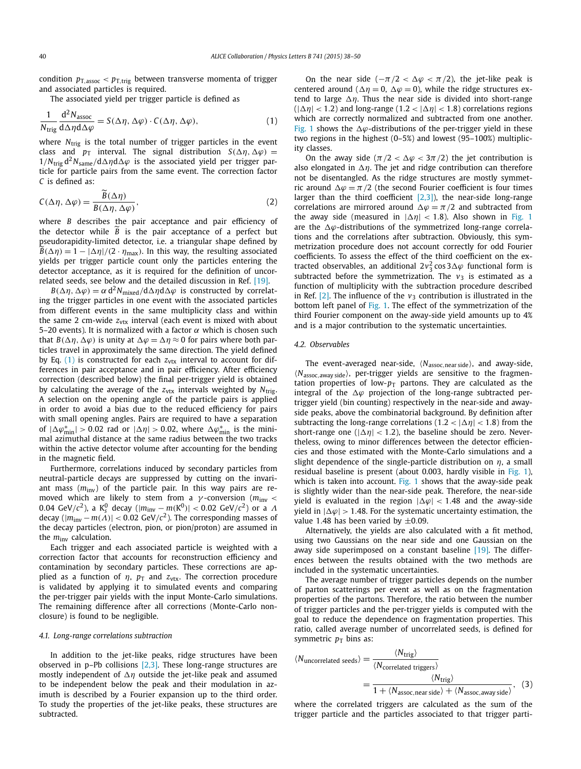condition $p_{T,assoc} < p_{T,trig}$ between transverse momenta of trigger and associated particles is required.

The associated yield per trigger particle is defined as

$$\frac{1}{N_{trig}} \frac{d^2 N_{assoc}}{d\Delta\eta d\Delta\varphi} = S(\Delta\eta, \Delta\varphi) \cdot C(\Delta\eta, \Delta\varphi), \quad (1)$$

where $N_{trig}$ is the total number of trigger particles in the event class and $p_T$ interval. The signal distribution $S(\Delta\eta, \Delta\varphi) = 1/N_{trig}\, d^2 N_{same}/d\Delta\eta d\Delta\varphi$ is the associated yield per trigger particle for particle pairs from the same event. The correction factor $C$ is defined as:

$$C(\Delta\eta, \Delta\varphi) = \frac{\widetilde{B}(\Delta\eta)}{B(\Delta\eta, \Delta\varphi)}, \quad (2)$$

where $B$ describes the pair acceptance and pair efficiency of the detector while $\widetilde{B}$ is the pair acceptance of a perfect but pseudorapidity-limited detector, i.e. a triangular shape defined by $\widetilde{B}(\Delta\eta) = 1 - |\Delta\eta|/(2 \cdot \eta_{max})$. In this way, the resulting associated yields per trigger particle count only the particles entering the detector acceptance, as it is required for the definition of uncorrelated seeds, see below and the detailed discussion in Ref. [19].

$B(\Delta\eta, \Delta\varphi) = \alpha\, d^2 N_{mixed}/d\Delta\eta d\Delta\varphi$ is constructed by correlating the trigger particles in one event with the associated particles from different events in the same multiplicity class and within the same 2 cm-wide $z_{vtx}$ interval (each event is mixed with about 5–20 events). It is normalized with a factor $\alpha$ which is chosen such that $B(\Delta\eta, \Delta\varphi)$ is unity at $\Delta\varphi = \Delta\eta \approx 0$ for pairs where both particles travel in approximately the same direction. The yield defined by Eq. (1) is constructed for each $z_{vtx}$ interval to account for differences in pair acceptance and in pair efficiency. After efficiency correction (described below) the final per-trigger yield is obtained by calculating the average of the $z_{vtx}$ intervals weighted by $N_{trig}$. A selection on the opening angle of the particle pairs is applied in order to avoid a bias due to the reduced efficiency for pairs with small opening angles. Pairs are required to have a separation of $|\Delta\varphi^*_{min}| > 0.02$ rad or $|\Delta\eta| > 0.02$, where $\Delta\varphi^*_{min}$ is the minimal azimuthal distance at the same radius between the two tracks within the active detector volume after accounting for the bending in the magnetic field.

Furthermore, correlations induced by secondary particles from neutral-particle decays are suppressed by cutting on the invariant mass ($m_{inv}$) of the particle pair. In this way pairs are removed which are likely to stem from a $\gamma$-conversion ($m_{inv} < 0.04$ GeV/$c^2$), a $K^0_s$ decay ($|m_{inv} - m(K^0)| < 0.02$ GeV/$c^2$) or a $\Lambda$ decay ($|m_{inv} - m(\Lambda)| < 0.02$ GeV/$c^2$). The corresponding masses of the decay particles (electron, pion, or pion/proton) are assumed in the $m_{inv}$ calculation.

Each trigger and each associated particle is weighted with a correction factor that accounts for reconstruction efficiency and contamination by secondary particles. These corrections are applied as a function of $\eta$, $p_T$ and $z_{vtx}$. The correction procedure is validated by applying it to simulated events and comparing the per-trigger pair yields with the input Monte-Carlo simulations. The remaining difference after all corrections (Monte-Carlo nonclosure) is found to be negligible.

### 4.1. Long-range correlations subtraction

In addition to the jet-like peaks, ridge structures have been observed in p–Pb collisions [2,3]. These long-range structures are mostly independent of $\Delta\eta$ outside the jet-like peak and assumed to be independent below the peak and their modulation in azimuth is described by a Fourier expansion up to the third order. To study the properties of the jet-like peaks, these structures are subtracted.

On the near side ($-\pi/2 < \Delta\varphi < \pi/2$), the jet-like peak is centered around ($\Delta\eta = 0$, $\Delta\varphi = 0$), while the ridge structures extend to large $\Delta\eta$. Thus the near side is divided into short-range ($|\Delta\eta| < 1.2$) and long-range ($1.2 < |\Delta\eta| < 1.8$) correlations regions which are correctly normalized and subtracted from one another. Fig. 1 shows the $\Delta\varphi$-distributions of the per-trigger yield in these two regions in the highest (0–5%) and lowest (95–100%) multiplicity classes.

On the away side ($\pi/2 < \Delta\varphi < 3\pi/2$) the jet contribution is also elongated in $\Delta\eta$. The jet and ridge contribution can therefore not be disentangled. As the ridge structures are mostly symmetric around $\Delta\varphi = \pi/2$ (the second Fourier coefficient is four times larger than the third coefficient [2,3]), the near-side long-range correlations are mirrored around $\Delta\varphi = \pi/2$ and subtracted from the away side (measured in $|\Delta\eta| < 1.8$). Also shown in Fig. 1 are the $\Delta\varphi$-distributions of the symmetrized long-range correlations and the correlations after subtraction. Obviously, this symmetrization procedure does not account correctly for odd Fourier coefficients. To assess the effect of the third coefficient on the extracted observables, an additional $2v_3^2 \cos 3\Delta\varphi$ functional form is subtracted before the symmetrization. The $v_3$ is estimated as a function of multiplicity with the subtraction procedure described in Ref. [2]. The influence of the $v_3$ contribution is illustrated in the bottom left panel of Fig. 1. The effect of the symmetrization of the third Fourier component on the away-side yield amounts up to 4% and is a major contribution to the systematic uncertainties.

### 4.2. Observables

The event-averaged near-side, $\langle N_{assoc,near\,side}\rangle$, and away-side, $\langle N_{assoc,away\,side}\rangle$, per-trigger yields are sensitive to the fragmentation properties of low-$p_T$ partons. They are calculated as the integral of the $\Delta\varphi$ projection of the long-range subtracted per-trigger yield (bin counting) respectively in the near-side and away-side peaks, above the combinatorial background. By definition after subtracting the long-range correlations ($1.2 < |\Delta\eta| < 1.8$) from the short-range one ($|\Delta\eta| < 1.2$), the baseline should be zero. Nevertheless, owing to minor differences between the detector efficiencies and those estimated with the Monte-Carlo simulations and a slight dependence of the single-particle distribution on $\eta$, a small residual baseline is present (about 0.003, hardly visible in Fig. 1), which is taken into account. Fig. 1 shows that the away-side peak is slightly wider than the near-side peak. Therefore, the near-side yield is evaluated in the region $|\Delta\varphi| < 1.48$ and the away-side yield in $|\Delta\varphi| > 1.48$. For the systematic uncertainty estimation, the value 1.48 has been varied by $\pm 0.09$.

Alternatively, the yields are also calculated with a fit method, using two Gaussians on the near side and one Gaussian on the away side superimposed on a constant baseline [19]. The differences between the results obtained with the two methods are included in the systematic uncertainties.

The average number of trigger particles depends on the number of parton scatterings per event as well as on the fragmentation properties of the partons. Therefore, the ratio between the number of trigger particles and the per-trigger yields is computed with the goal to reduce the dependence on fragmentation properties. This ratio, called average number of uncorrelated seeds, is defined for symmetric $p_T$ bins as:

$$\langle N_{uncorrelated\ seeds}\rangle = \frac{\langle N_{trig}\rangle}{\langle N_{correlated\ triggers}\rangle} = \frac{\langle N_{trig}\rangle}{1 + \langle N_{assoc,near\,side}\rangle + \langle N_{assoc,away\,side}\rangle}, \quad (3)$$

where the correlated triggers are calculated as the sum of the trigger particle and the particles associated to that trigger parti-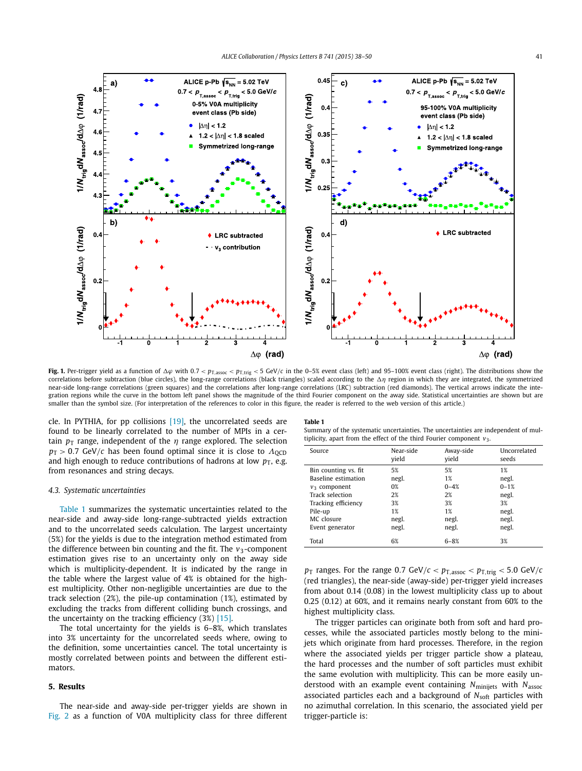**Fig. 1.** Per-trigger yield as a function of $\Delta\varphi$ with $0.7 < p_{T,assoc} < p_{T,trig} < 5$ GeV/$c$ in the 0–5% event class (left) and 95–100% event class (right). The distributions show the correlations before subtraction (blue circles), the long-range correlations (black triangles) scaled according to the $\Delta\eta$ region in which they are integrated, the symmetrized near-side long-range correlations (green squares) and the correlations after long-range correlations (LRC) subtraction (red diamonds). The vertical arrows indicate the integration regions while the curve in the bottom left panel shows the magnitude of the third Fourier component on the away side. Statistical uncertainties are shown but are smaller than the symbol size. (For interpretation of the references to color in this figure, the reader is referred to the web version of this article.)

cle. In PYTHIA, for pp collisions [19], the uncorrelated seeds are found to be linearly correlated to the number of MPIs in a certain $p_T$ range, independent of the $\eta$ range explored. The selection $p_T > 0.7$ GeV/$c$ has been found optimal since it is close to $\Lambda_{QCD}$ and high enough to reduce contributions of hadrons at low $p_T$, e.g. from resonances and string decays.

### 4.3. Systematic uncertainties

Table 1 summarizes the systematic uncertainties related to the near-side and away-side long-range-subtracted yields extraction and to the uncorrelated seeds calculation. The largest uncertainty (5%) for the yields is due to the integration method estimated from the difference between bin counting and the fit. The $v_3$-component estimation gives rise to an uncertainty only on the away side which is multiplicity-dependent. It is indicated by the range in the table where the largest value of 4% is obtained for the highest multiplicity. Other non-negligible uncertainties are due to the track selection (2%), the pile-up contamination (1%), estimated by excluding the tracks from different colliding bunch crossings, and the uncertainty on the tracking efficiency (3%) [15].

The total uncertainty for the yields is 6–8%, which translates into 3% uncertainty for the uncorrelated seeds where, owing to the definition, some uncertainties cancel. The total uncertainty is mostly correlated between points and between the different estimators.

## 5. Results

The near-side and away-side per-trigger yields are shown in Fig. 2 as a function of V0A multiplicity class for three different $p_T$ ranges. For the range $0.7\text{ GeV}/c < p_{T,assoc} < p_{T,trig} < 5.0\text{ GeV}/c$ (red triangles), the near-side (away-side) per-trigger yield increases from about 0.14 (0.08) in the lowest multiplicity class up to about 0.25 (0.12) at 60%, and it remains nearly constant from 60% to the highest multiplicity class.

The trigger particles can originate both from soft and hard processes, while the associated particles mostly belong to the minijets which originate from hard processes. Therefore, in the region where the associated yields per trigger particle show a plateau, the hard processes and the number of soft particles must exhibit the same evolution with multiplicity. This can be more easily understood with an example event containing $N_{\mathrm{minijets}}$ with $N_{\mathrm{assoc}}$ associated particles each and a background of $N_{\mathrm{soft}}$ particles with no azimuthal correlation. In this scenario, the associated yield per trigger-particle is:

**Table 1**
Summary of the systematic uncertainties. The uncertainties are independent of multiplicity, apart from the effect of the third Fourier component $v_3$.

| Source | Near-side yield | Away-side yield | Uncorrelated seeds |
|---|---|---|---|
| Bin counting vs. fit | 5% | 5% | 1% |
| Baseline estimation | negl. | 1% | negl. |
| $v_3$ component | 0% | 0–4% | 0–1% |
| Track selection | 2% | 2% | negl. |
| Tracking efficiency | 3% | 3% | 3% |
| Pile-up | 1% | 1% | negl. |
| MC closure | negl. | negl. | negl. |
| Event generator | negl. | negl. | negl. |
| Total | 6% | 6–8% | 3% |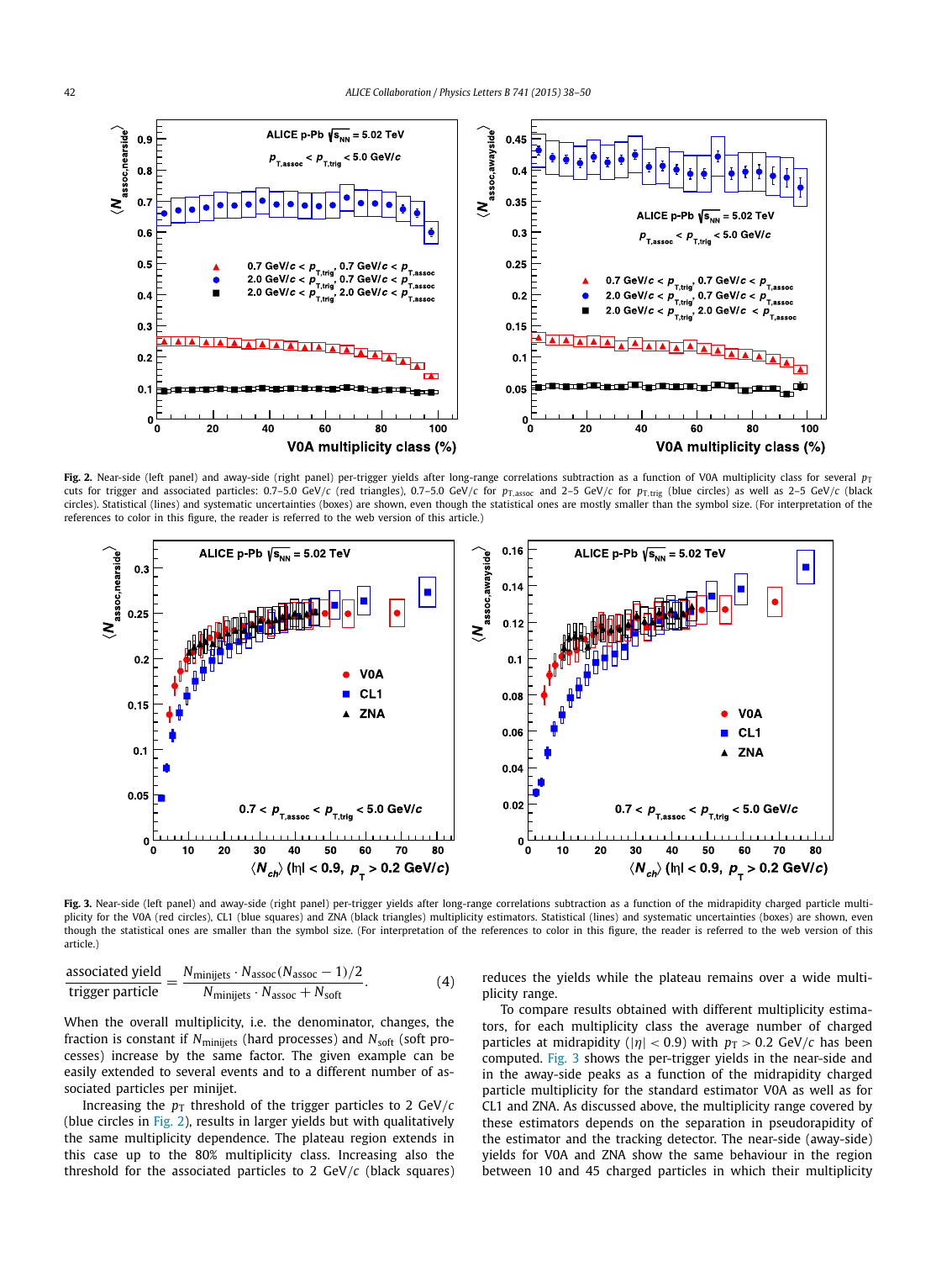**Fig. 2.** Near-side (left panel) and away-side (right panel) per-trigger yields after long-range correlations subtraction as a function of V0A multiplicity class for several $p_T$ cuts for trigger and associated particles: 0.7–5.0 GeV/$c$ (red triangles), 0.7–5.0 GeV/$c$ for $p_{T,assoc}$ and 2–5 GeV/$c$ for $p_{T,trig}$ (blue circles) as well as 2–5 GeV/$c$ (black circles). Statistical (lines) and systematic uncertainties (boxes) are shown, even though the statistical ones are mostly smaller than the symbol size. (For interpretation of the references to color in this figure, the reader is referred to the web version of this article.)

**Fig. 3.** Near-side (left panel) and away-side (right panel) per-trigger yields after long-range correlations subtraction as a function of the midrapidity charged particle multiplicity for the V0A (red circles), CL1 (blue squares) and ZNA (black triangles) multiplicity estimators. Statistical (lines) and systematic uncertainties (boxes) are shown, even though the statistical ones are smaller than the symbol size. (For interpretation of the references to color in this figure, the reader is referred to the web version of this article.)

$$\frac{\text{associated yield}}{\text{trigger particle}} = \frac{N_{\text{minijets}} \cdot N_{\text{assoc}}(N_{\text{assoc}} - 1)/2}{N_{\text{minijets}} \cdot N_{\text{assoc}} + N_{\text{soft}}}. \tag{4}$$

When the overall multiplicity, i.e. the denominator, changes, the fraction is constant if $N_{\text{minijets}}$ (hard processes) and $N_{\text{soft}}$ (soft processes) increase by the same factor. The given example can be easily extended to several events and to a different number of associated particles per minijet.

Increasing the $p_T$ threshold of the trigger particles to 2 GeV/$c$ (blue circles in Fig. 2), results in larger yields but with qualitatively the same multiplicity dependence. The plateau region extends in this case up to the 80% multiplicity class. Increasing also the threshold for the associated particles to 2 GeV/$c$ (black squares) reduces the yields while the plateau remains over a wide multiplicity range.

To compare results obtained with different multiplicity estimators, for each multiplicity class the average number of charged particles at midrapidity ($|\eta| < 0.9$) with $p_T > 0.2$ GeV/$c$ has been computed. Fig. 3 shows the per-trigger yields in the near-side and in the away-side peaks as a function of the midrapidity charged particle multiplicity for the standard estimator V0A as well as for CL1 and ZNA. As discussed above, the multiplicity range covered by these estimators depends on the separation in pseudorapidity of the estimator and the tracking detector. The near-side (away-side) yields for V0A and ZNA show the same behaviour in the region between 10 and 45 charged particles in which their multiplicity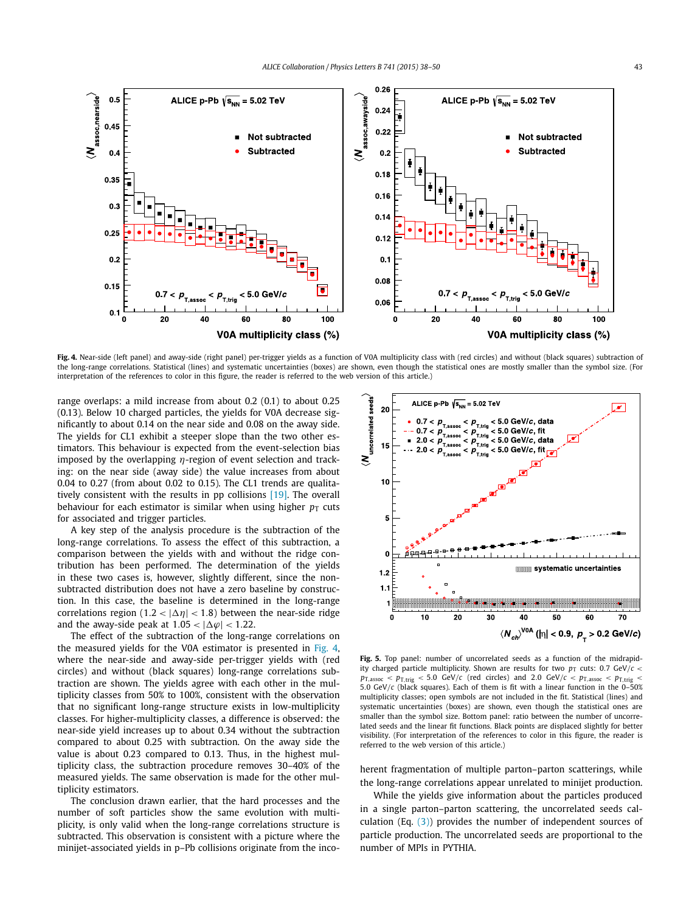**Fig. 4.** Near-side (left panel) and away-side (right panel) per-trigger yields as a function of V0A multiplicity class with (red circles) and without (black squares) subtraction of the long-range correlations. Statistical (lines) and systematic uncertainties (boxes) are shown, even though the statistical ones are mostly smaller than the symbol size. (For interpretation of the references to color in this figure, the reader is referred to the web version of this article.)

range overlaps: a mild increase from about 0.2 (0.1) to about 0.25 (0.13). Below 10 charged particles, the yields for V0A decrease significantly to about 0.14 on the near side and 0.08 on the away side. The yields for CL1 exhibit a steeper slope than the two other estimators. This behaviour is expected from the event-selection bias imposed by the overlapping $\eta$-region of event selection and tracking: on the near side (away side) the value increases from about 0.04 to 0.27 (from about 0.02 to 0.15). The CL1 trends are qualitatively consistent with the results in pp collisions [19]. The overall behaviour for each estimator is similar when using higher $p_{\mathrm{T}}$ cuts for associated and trigger particles.

A key step of the analysis procedure is the subtraction of the long-range correlations. To assess the effect of this subtraction, a comparison between the yields with and without the ridge contribution has been performed. The determination of the yields in these two cases is, however, slightly different, since the non-subtracted distribution does not have a zero baseline by construction. In this case, the baseline is determined in the long-range correlations region ($1.2 < |\Delta\eta| < 1.8$) between the near-side ridge and the away-side peak at $1.05 < |\Delta\varphi| < 1.22$.

The effect of the subtraction of the long-range correlations on the measured yields for the V0A estimator is presented in Fig. 4, where the near-side and away-side per-trigger yields with (red circles) and without (black squares) long-range correlations subtraction are shown. The yields agree with each other in the multiplicity classes from 50% to 100%, consistent with the observation that no significant long-range structure exists in low-multiplicity classes. For higher-multiplicity classes, a difference is observed: the near-side yield increases up to about 0.34 without the subtraction compared to about 0.25 with subtraction. On the away side the value is about 0.23 compared to 0.13. Thus, in the highest multiplicity class, the subtraction procedure removes 30–40% of the measured yields. The same observation is made for the other multiplicity estimators.

The conclusion drawn earlier, that the hard processes and the number of soft particles show the same evolution with multiplicity, is only valid when the long-range correlations structure is subtracted. This observation is consistent with a picture where the minijet-associated yields in p–Pb collisions originate from the incoherent fragmentation of multiple parton–parton scatterings, while the long-range correlations appear unrelated to minijet production.

**Fig. 5.** Top panel: number of uncorrelated seeds as a function of the midrapidity charged particle multiplicity. Shown are results for two $p_{\mathrm{T}}$ cuts: $0.7\ \mathrm{GeV}/c < p_{\mathrm{T,assoc}} < p_{\mathrm{T,trig}} < 5.0\ \mathrm{GeV}/c$ (red circles) and $2.0\ \mathrm{GeV}/c < p_{\mathrm{T,assoc}} < p_{\mathrm{T,trig}} < 5.0\ \mathrm{GeV}/c$ (black squares). Each of them is fit with a linear function in the 0–50% multiplicity classes; open symbols are not included in the fit. Statistical (lines) and systematic uncertainties (boxes) are shown, even though the statistical ones are smaller than the symbol size. Bottom panel: ratio between the number of uncorrelated seeds and the linear fit functions. Black points are displaced slightly for better visibility. (For interpretation of the references to color in this figure, the reader is referred to the web version of this article.)

While the yields give information about the particles produced in a single parton–parton scattering, the uncorrelated seeds calculation (Eq. (3)) provides the number of independent sources of particle production. The uncorrelated seeds are proportional to the number of MPIs in PYTHIA.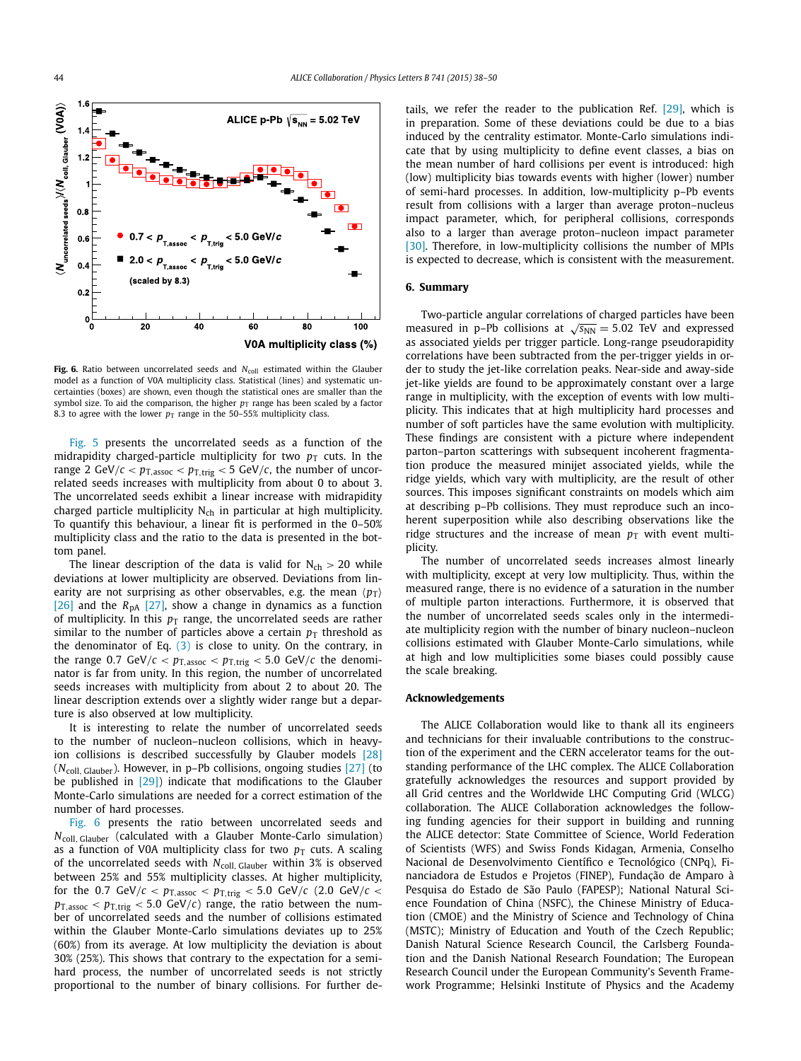ALICE p-Pb $\sqrt{s_{NN}}$ = 5.02 TeV

$\langle N_{\text{uncorrelated seeds}} \rangle / \langle N_{\text{coll, Glauber}}$ (V0A)$\rangle$

0.7 < $p_{T,\text{assoc}}$ < $p_{T,\text{trig}}$ < 5.0 GeV/$c$

2.0 < $p_{T,\text{assoc}}$ < $p_{T,\text{trig}}$ < 5.0 GeV/$c$

(scaled by 8.3)

V0A multiplicity class (%)

0
20
40
60
80
100

0
0.2
0.4
0.6
0.8
1
1.2
1.4
1.6

**Fig. 6.** Ratio between uncorrelated seeds and $N_{\text{coll}}$ estimated within the Glauber model as a function of V0A multiplicity class. Statistical (lines) and systematic uncertainties (boxes) are shown, even though the statistical ones are smaller than the symbol size. To aid the comparison, the higher $p_T$ range has been scaled by a factor 8.3 to agree with the lower $p_T$ range in the 50–55% multiplicity class.

Fig. 5 presents the uncorrelated seeds as a function of the midrapidity charged-particle multiplicity for two $p_T$ cuts. In the range 2 GeV/$c$ < $p_{T,\text{assoc}}$ < $p_{T,\text{trig}}$ < 5 GeV/$c$, the number of uncorrelated seeds increases with multiplicity from about 0 to about 3. The uncorrelated seeds exhibit a linear increase with midrapidity charged particle multiplicity $N_{\text{ch}}$ in particular at high multiplicity. To quantify this behaviour, a linear fit is performed in the 0–50% multiplicity class and the ratio to the data is presented in the bottom panel.

The linear description of the data is valid for $N_{\text{ch}} > 20$ while deviations at lower multiplicity are observed. Deviations from linearity are not surprising as other observables, e.g. the mean $\langle p_T \rangle$ [26] and the $R_{\text{pA}}$ [27], show a change in dynamics as a function of multiplicity. In this $p_T$ range, the uncorrelated seeds are rather similar to the number of particles above a certain $p_T$ threshold as the denominator of Eq. (3) is close to unity. On the contrary, in the range 0.7 GeV/$c$ < $p_{T,\text{assoc}}$ < $p_{T,\text{trig}}$ < 5.0 GeV/$c$ the denominator is far from unity. In this region, the number of uncorrelated seeds increases with multiplicity from about 2 to about 20. The linear description extends over a slightly wider range but a departure is also observed at low multiplicity.

It is interesting to relate the number of uncorrelated seeds to the number of nucleon–nucleon collisions, which in heavy-ion collisions is described successfully by Glauber models [28] ($N_{\text{coll, Glauber}}$). However, in p–Pb collisions, ongoing studies [27] (to be published in [29]) indicate that modifications to the Glauber Monte-Carlo simulations are needed for a correct estimation of the number of hard processes.

Fig. 6 presents the ratio between uncorrelated seeds and $N_{\text{coll, Glauber}}$ (calculated with a Glauber Monte-Carlo simulation) as a function of V0A multiplicity class for two $p_T$ cuts. A scaling of the uncorrelated seeds with $N_{\text{coll, Glauber}}$ within 3% is observed between 25% and 55% multiplicity classes. At higher multiplicity, for the 0.7 GeV/$c$ < $p_{T,\text{assoc}}$ < $p_{T,\text{trig}}$ < 5.0 GeV/$c$ (2.0 GeV/$c$ < $p_{T,\text{assoc}}$ < $p_{T,\text{trig}}$ < 5.0 GeV/$c$) range, the ratio between the number of uncorrelated seeds and the number of collisions estimated within the Glauber Monte-Carlo simulations deviates up to 25% (60%) from its average. At low multiplicity the deviation is about 30% (25%). This shows that contrary to the expectation for a semi-hard process, the number of uncorrelated seeds is not strictly proportional to the number of binary collisions. For further details, we refer the reader to the publication Ref. [29], which is in preparation. Some of these deviations could be due to a bias induced by the centrality estimator. Monte-Carlo simulations indicate that by using multiplicity to define event classes, a bias on the mean number of hard collisions per event is introduced: high (low) multiplicity bias towards events with higher (lower) number of semi-hard processes. In addition, low-multiplicity p–Pb events result from collisions with a larger than average proton–nucleus impact parameter, which, for peripheral collisions, corresponds also to a larger than average proton–nucleon impact parameter [30]. Therefore, in low-multiplicity collisions the number of MPIs is expected to decrease, which is consistent with the measurement.

## 6. Summary

Two-particle angular correlations of charged particles have been measured in p–Pb collisions at $\sqrt{s_{\text{NN}}} = 5.02$ TeV and expressed as associated yields per trigger particle. Long-range pseudorapidity correlations have been subtracted from the per-trigger yields in order to study the jet-like correlation peaks. Near-side and away-side jet-like yields are found to be approximately constant over a large range in multiplicity, with the exception of events with low multiplicity. This indicates that at high multiplicity hard processes and number of soft particles have the same evolution with multiplicity. These findings are consistent with a picture where independent parton–parton scatterings with subsequent incoherent fragmentation produce the measured minijet associated yields, while the ridge yields, which vary with multiplicity, are the result of other sources. This imposes significant constraints on models which aim at describing p–Pb collisions. They must reproduce such an incoherent superposition while also describing observations like the ridge structures and the increase of mean $p_T$ with event multiplicity.

The number of uncorrelated seeds increases almost linearly with multiplicity, except at very low multiplicity. Thus, within the measured range, there is no evidence of a saturation in the number of multiple parton interactions. Furthermore, it is observed that the number of uncorrelated seeds scales only in the intermediate multiplicity region with the number of binary nucleon–nucleon collisions estimated with Glauber Monte-Carlo simulations, while at high and low multiplicities some biases could possibly cause the scale breaking.

## Acknowledgements

The ALICE Collaboration would like to thank all its engineers and technicians for their invaluable contributions to the construction of the experiment and the CERN accelerator teams for the outstanding performance of the LHC complex. The ALICE Collaboration gratefully acknowledges the resources and support provided by all Grid centres and the Worldwide LHC Computing Grid (WLCG) collaboration. The ALICE Collaboration acknowledges the following funding agencies for their support in building and running the ALICE detector: State Committee of Science, World Federation of Scientists (WFS) and Swiss Fonds Kidagan, Armenia, Conselho Nacional de Desenvolvimento Científico e Tecnológico (CNPq), Financiadora de Estudos e Projetos (FINEP), Fundação de Amparo à Pesquisa do Estado de São Paulo (FAPESP); National Natural Science Foundation of China (NSFC), the Chinese Ministry of Education (CMOE) and the Ministry of Science and Technology of China (MSTC); Ministry of Education and Youth of the Czech Republic; Danish Natural Science Research Council, the Carlsberg Foundation and the Danish National Research Foundation; The European Research Council under the European Community's Seventh Framework Programme; Helsinki Institute of Physics and the Academy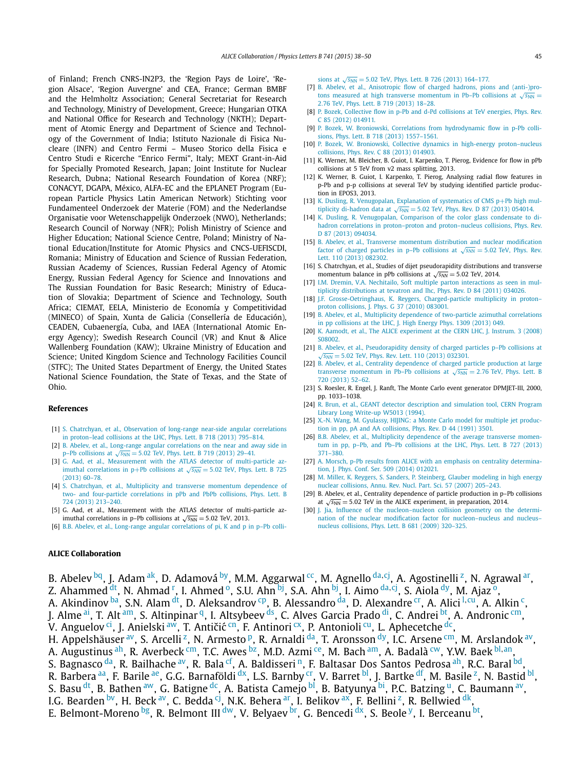of Finland; French CNRS-IN2P3, the 'Region Pays de Loire', 'Region Alsace', 'Region Auvergne' and CEA, France; German BMBF and the Helmholtz Association; General Secretariat for Research and Technology, Ministry of Development, Greece; Hungarian OTKA and National Office for Research and Technology (NKTH); Department of Atomic Energy and Department of Science and Technology of the Government of India; Istituto Nazionale di Fisica Nucleare (INFN) and Centro Fermi – Museo Storico della Fisica e Centro Studi e Ricerche "Enrico Fermi", Italy; MEXT Grant-in-Aid for Specially Promoted Research, Japan; Joint Institute for Nuclear Research, Dubna; National Research Foundation of Korea (NRF); CONACYT, DGAPA, México, ALFA-EC and the EPLANET Program (European Particle Physics Latin American Network) Stichting voor Fundamenteel Onderzoek der Materie (FOM) and the Nederlandse Organisatie voor Wetenschappelijk Onderzoek (NWO), Netherlands; Research Council of Norway (NFR); Polish Ministry of Science and Higher Education; National Science Centre, Poland; Ministry of National Education/Institute for Atomic Physics and CNCS-UEFISCDI, Romania; Ministry of Education and Science of Russian Federation, Russian Academy of Sciences, Russian Federal Agency of Atomic Energy, Russian Federal Agency for Science and Innovations and The Russian Foundation for Basic Research; Ministry of Education of Slovakia; Department of Science and Technology, South Africa; CIEMAT, EELA, Ministerio de Economía y Competitividad (MINECO) of Spain, Xunta de Galicia (Consellería de Educación), CEADEN, Cubaenergía, Cuba, and IAEA (International Atomic Energy Agency); Swedish Research Council (VR) and Knut & Alice Wallenberg Foundation (KAW); Ukraine Ministry of Education and Science; United Kingdom Science and Technology Facilities Council (STFC); The United States Department of Energy, the United States National Science Foundation, the State of Texas, and the State of Ohio.

## References

[1] S. Chatrchyan, et al., Observation of long-range near-side angular correlations in proton–lead collisions at the LHC, Phys. Lett. B 718 (2013) 795–814.

[2] B. Abelev, et al., Long-range angular correlations on the near and away side in p–Pb collisions at $\sqrt{s_{NN}} = 5.02$ TeV, Phys. Lett. B 719 (2013) 29–41.

[3] G. Aad, et al., Measurement with the ATLAS detector of multi-particle azimuthal correlations in p+Pb collisions at $\sqrt{s_{NN}} = 5.02$ TeV, Phys. Lett. B 725 (2013) 60–78.

[4] S. Chatrchyan, et al., Multiplicity and transverse momentum dependence of two- and four-particle correlations in pPb and PbPb collisions, Phys. Lett. B 724 (2013) 213–240.

[5] G. Aad, et al., Measurement with the ATLAS detector of multi-particle azimuthal correlations in p–Pb collisions at $\sqrt{s_{NN}} = 5.02$ TeV, 2013.

[6] B.B. Abelev, et al., Long-range angular correlations of pi, K and p in p–Pb collisions at $\sqrt{s_{NN}} = 5.02$ TeV, Phys. Lett. B 726 (2013) 164–177.

[7] B. Abelev, et al., Anisotropic flow of charged hadrons, pions and (anti-)protons measured at high transverse momentum in Pb–Pb collisions at $\sqrt{s_{NN}} = 2.76$ TeV, Phys. Lett. B 719 (2013) 18–28.

[8] P. Bozek, Collective flow in p-Pb and d-Pd collisions at TeV energies, Phys. Rev. C 85 (2012) 014911.

[9] P. Bozek, W. Broniowski, Correlations from hydrodynamic flow in p-Pb collisions, Phys. Lett. B 718 (2013) 1557–1561.

[10] P. Bozek, W. Broniowski, Collective dynamics in high-energy proton–nucleus collisions, Phys. Rev. C 88 (2013) 014903.

[11] K. Werner, M. Bleicher, B. Guiot, I. Karpenko, T. Pierog, Evidence for flow in pPb collisions at 5 TeV from v2 mass splitting, 2013.

[12] K. Werner, B. Guiot, I. Karpenko, T. Pierog, Analysing radial flow features in p-Pb and p-p collisions at several TeV by studying identified particle production in EPOS3, 2013.

[13] K. Dusling, R. Venugopalan, Explanation of systematics of CMS p+Pb high multiplicity di-hadron data at $\sqrt{s_{NN}} = 5.02$ TeV, Phys. Rev. D 87 (2013) 054014.

[14] K. Dusling, R. Venugopalan, Comparison of the color glass condensate to di-hadron correlations in proton–proton and proton–nucleus collisions, Phys. Rev. D 87 (2013) 094034.

[15] B. Abelev, et al., Transverse momentum distribution and nuclear modification factor of charged particles in p–Pb collisions at $\sqrt{s_{NN}} = 5.02$ TeV, Phys. Rev. Lett. 110 (2013) 082302.

[16] S. Chatrchyan, et al., Studies of dijet pseudorapidity distributions and transverse momentum balance in pPb collisions at $\sqrt{s_{NN}} = 5.02$ TeV, 2014.

[17] I.M. Dremin, V.A. Nechitailo, Soft multiple parton interactions as seen in multiplicity distributions at tevatron and lhc, Phys. Rev. D 84 (2011) 034026.

[18] J.F. Grosse-Oetringhaus, K. Reygers, Charged-particle multiplicity in proton–proton collisions, J. Phys. G 37 (2010) 083001.

[19] B. Abelev, et al., Multiplicity dependence of two-particle azimuthal correlations in pp collisions at the LHC, J. High Energy Phys. 1309 (2013) 049.

[20] K. Aamodt, et al., The ALICE experiment at the CERN LHC, J. Instrum. 3 (2008) S08002.

[21] B. Abelev, et al., Pseudorapidity density of charged particles p–Pb collisions at $\sqrt{s_{NN}} = 5.02$ TeV, Phys. Rev. Lett. 110 (2013) 032301.

[22] B. Abelev, et al., Centrality dependence of charged particle production at large transverse momentum in Pb–Pb collisions at $\sqrt{s_{NN}} = 2.76$ TeV, Phys. Lett. B 720 (2013) 52–62.

[23] S. Roesler, R. Engel, J. Ranft, The Monte Carlo event generator DPMJET-III, 2000, pp. 1033–1038.

[24] R. Brun, et al., GEANT detector description and simulation tool, CERN Program Library Long Write-up W5013 (1994).

[25] X.-N. Wang, M. Gyulassy, HIJING: a Monte Carlo model for multiple jet production in pp, pA and AA collisions, Phys. Rev. D 44 (1991) 3501.

[26] B.B. Abelev, et al., Multiplicity dependence of the average transverse momentum in pp, p–Pb, and Pb–Pb collisions at the LHC, Phys. Lett. B 727 (2013) 371–380.

[27] A. Morsch, p-Pb results from ALICE with an emphasis on centrality determination, J. Phys. Conf. Ser. 509 (2014) 012021.

[28] M. Miller, K. Reygers, S. Sanders, P. Steinberg, Glauber modeling in high energy nuclear collisions, Annu. Rev. Nucl. Part. Sci. 57 (2007) 205–243.

[29] B. Abelev, et al., Centrality dependence of particle production in p–Pb collisions at $\sqrt{s_{NN}} = 5.02$ TeV in the ALICE experiment, in preparation, 2014.

[30] J. Jia, Influence of the nucleon–nucleon collision geometry on the determination of the nuclear modification factor for nucleon–nucleus and nucleus–nucleus collisions, Phys. Lett. B 681 (2009) 320–325.

## ALICE Collaboration

B. Abelev [bq], J. Adam [ak], D. Adamová [by], M.M. Aggarwal [cc], M. Agnello [da,cj], A. Agostinelli [z], N. Agrawal [ar], Z. Ahammed [dt], N. Ahmad [r], I. Ahmed [o], S.U. Ahn [bj], S.A. Ahn [bj], I. Aimo [da,cj], S. Aiola [dy], M. Ajaz [o], A. Akindinov [ba], S.N. Alam [dt], D. Aleksandrov [cp], B. Alessandro [da], D. Alexandre [cr], A. Alici [l,cu], A. Alkin [c], J. Alme [ai], T. Alt [am], S. Altinpinar [q], I. Altsybeev [ds], C. Alves Garcia Prado [di], C. Andrei [bt], A. Andronic [cm], V. Anguelov [ci], J. Anielski [aw], T. Antičić [cn], F. Antinori [cx], P. Antonioli [cu], L. Aphecetche [dc], H. Appelshäuser [av], S. Arcelli [z], N. Armesto [p], R. Arnaldi [da], T. Aronsson [dy], I.C. Arsene [cm], M. Arslandok [av], A. Augustinus [ah], R. Averbeck [cm], T.C. Awes [bz], M.D. Azmi [ce], M. Bach [am], A. Badalà [cw], Y.W. Baek [bl,an], S. Bagnasco [da], R. Bailhache [av], R. Bala [cf], A. Baldisseri [n], F. Baltasar Dos Santos Pedrosa [ah], R.C. Baral [bd], R. Barbera [aa], F. Barile [ae], G.G. Barnaföldi [dx], L.S. Barnby [cr], V. Barret [bl], J. Bartke [df], M. Basile [z], N. Bastid [bl], S. Basu [dt], B. Bathen [aw], G. Batigne [dc], A. Batista Camejo [bl], B. Batyunya [bi], P.C. Batzing [u], C. Baumann [av], I.G. Bearden [bv], H. Beck [av], C. Bedda [cj], N.K. Behera [ar], I. Belikov [ax], F. Bellini [z], R. Bellwied [dk], E. Belmont-Moreno [bg], R. Belmont III [dw], V. Belyaev [br], G. Bencedi [dx], S. Beole [y], I. Berceanu [bt],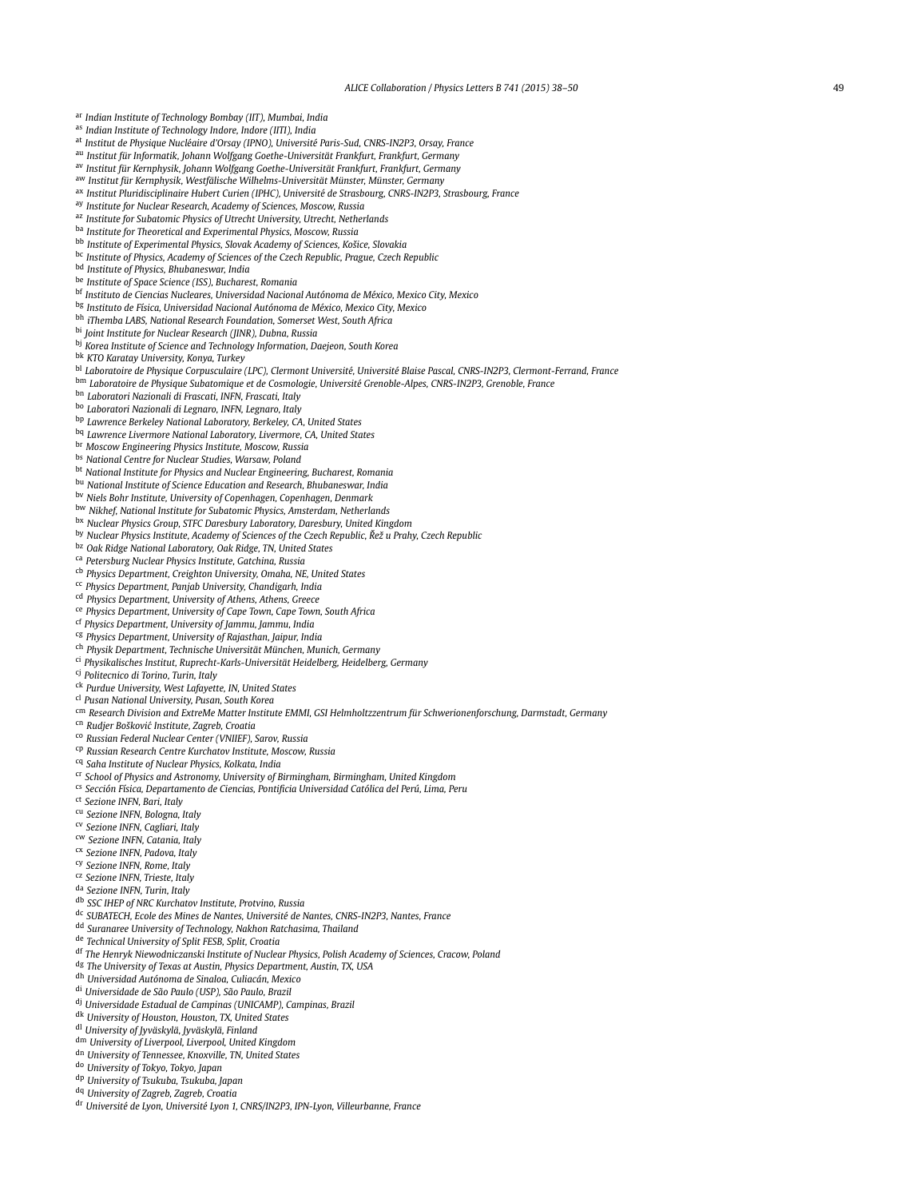[ar] Indian Institute of Technology Bombay (IIT), Mumbai, India
[as] Indian Institute of Technology Indore, Indore (IITI), India
[at] Institut de Physique Nucléaire d'Orsay (IPNO), Université Paris-Sud, CNRS-IN2P3, Orsay, France
[au] Institut für Informatik, Johann Wolfgang Goethe-Universität Frankfurt, Frankfurt, Germany
[av] Institut für Kernphysik, Johann Wolfgang Goethe-Universität Frankfurt, Frankfurt, Germany
[aw] Institut für Kernphysik, Westfälische Wilhelms-Universität Münster, Münster, Germany
[ax] Institut Pluridisciplinaire Hubert Curien (IPHC), Université de Strasbourg, CNRS-IN2P3, Strasbourg, France
[ay] Institute for Nuclear Research, Academy of Sciences, Moscow, Russia
[az] Institute for Subatomic Physics of Utrecht University, Utrecht, Netherlands
[ba] Institute for Theoretical and Experimental Physics, Moscow, Russia
[bb] Institute of Experimental Physics, Slovak Academy of Sciences, Košice, Slovakia
[bc] Institute of Physics, Academy of Sciences of the Czech Republic, Prague, Czech Republic
[bd] Institute of Physics, Bhubaneswar, India
[be] Institute of Space Science (ISS), Bucharest, Romania
[bf] Instituto de Ciencias Nucleares, Universidad Nacional Autónoma de México, Mexico City, Mexico
[bg] Instituto de Física, Universidad Nacional Autónoma de México, Mexico City, Mexico
[bh] iThemba LABS, National Research Foundation, Somerset West, South Africa
[bi] Joint Institute for Nuclear Research (JINR), Dubna, Russia
[bj] Korea Institute of Science and Technology Information, Daejeon, South Korea
[bk] KTO Karatay University, Konya, Turkey
[bl] Laboratoire de Physique Corpusculaire (LPC), Clermont Université, Université Blaise Pascal, CNRS-IN2P3, Clermont-Ferrand, France
[bm] Laboratoire de Physique Subatomique et de Cosmologie, Université Grenoble-Alpes, CNRS-IN2P3, Grenoble, France
[bn] Laboratori Nazionali di Frascati, INFN, Frascati, Italy
[bo] Laboratori Nazionali di Legnaro, INFN, Legnaro, Italy
[bp] Lawrence Berkeley National Laboratory, Berkeley, CA, United States
[bq] Lawrence Livermore National Laboratory, Livermore, CA, United States
[br] Moscow Engineering Physics Institute, Moscow, Russia
[bs] National Centre for Nuclear Studies, Warsaw, Poland
[bt] National Institute for Physics and Nuclear Engineering, Bucharest, Romania
[bu] National Institute of Science Education and Research, Bhubaneswar, India
[bv] Niels Bohr Institute, University of Copenhagen, Copenhagen, Denmark
[bw] Nikhef, National Institute for Subatomic Physics, Amsterdam, Netherlands
[bx] Nuclear Physics Group, STFC Daresbury Laboratory, Daresbury, United Kingdom
[by] Nuclear Physics Institute, Academy of Sciences of the Czech Republic, Řež u Prahy, Czech Republic
[bz] Oak Ridge National Laboratory, Oak Ridge, TN, United States
[ca] Petersburg Nuclear Physics Institute, Gatchina, Russia
[cb] Physics Department, Creighton University, Omaha, NE, United States
[cc] Physics Department, Panjab University, Chandigarh, India
[cd] Physics Department, University of Athens, Athens, Greece
[ce] Physics Department, University of Cape Town, Cape Town, South Africa
[cf] Physics Department, University of Jammu, Jammu, India
[cg] Physics Department, University of Rajasthan, Jaipur, India
[ch] Physik Department, Technische Universität München, Munich, Germany
[ci] Physikalisches Institut, Ruprecht-Karls-Universität Heidelberg, Heidelberg, Germany
[cj] Politecnico di Torino, Turin, Italy
[ck] Purdue University, West Lafayette, IN, United States
[cl] Pusan National University, Pusan, South Korea
[cm] Research Division and ExtreMe Matter Institute EMMI, GSI Helmholtzzentrum für Schwerionenforschung, Darmstadt, Germany
[cn] Rudjer Bošković Institute, Zagreb, Croatia
[co] Russian Federal Nuclear Center (VNIIEF), Sarov, Russia
[cp] Russian Research Centre Kurchatov Institute, Moscow, Russia
[cq] Saha Institute of Nuclear Physics, Kolkata, India
[cr] School of Physics and Astronomy, University of Birmingham, Birmingham, United Kingdom
[cs] Sección Física, Departamento de Ciencias, Pontificia Universidad Católica del Perú, Lima, Peru
[ct] Sezione INFN, Bari, Italy
[cu] Sezione INFN, Bologna, Italy
[cv] Sezione INFN, Cagliari, Italy
[cw] Sezione INFN, Catania, Italy
[cx] Sezione INFN, Padova, Italy
[cy] Sezione INFN, Rome, Italy
[cz] Sezione INFN, Trieste, Italy
[da] Sezione INFN, Turin, Italy
[db] SSC IHEP of NRC Kurchatov Institute, Protvino, Russia
[dc] SUBATECH, Ecole des Mines de Nantes, Université de Nantes, CNRS-IN2P3, Nantes, France
[dd] Suranaree University of Technology, Nakhon Ratchasima, Thailand
[de] Technical University of Split FESB, Split, Croatia
[df] The Henryk Niewodniczanski Institute of Nuclear Physics, Polish Academy of Sciences, Cracow, Poland
[dg] The University of Texas at Austin, Physics Department, Austin, TX, USA
[dh] Universidad Autónoma de Sinaloa, Culiacán, Mexico
[di] Universidade de São Paulo (USP), São Paulo, Brazil
[dj] Universidade Estadual de Campinas (UNICAMP), Campinas, Brazil
[dk] University of Houston, Houston, TX, United States
[dl] University of Jyväskylä, Jyväskylä, Finland
[dm] University of Liverpool, Liverpool, United Kingdom
[dn] University of Tennessee, Knoxville, TN, United States
[do] University of Tokyo, Tokyo, Japan
[dp] University of Tsukuba, Tsukuba, Japan
[dq] University of Zagreb, Zagreb, Croatia
[dr] Université de Lyon, Université Lyon 1, CNRS/IN2P3, IPN-Lyon, Villeurbanne, France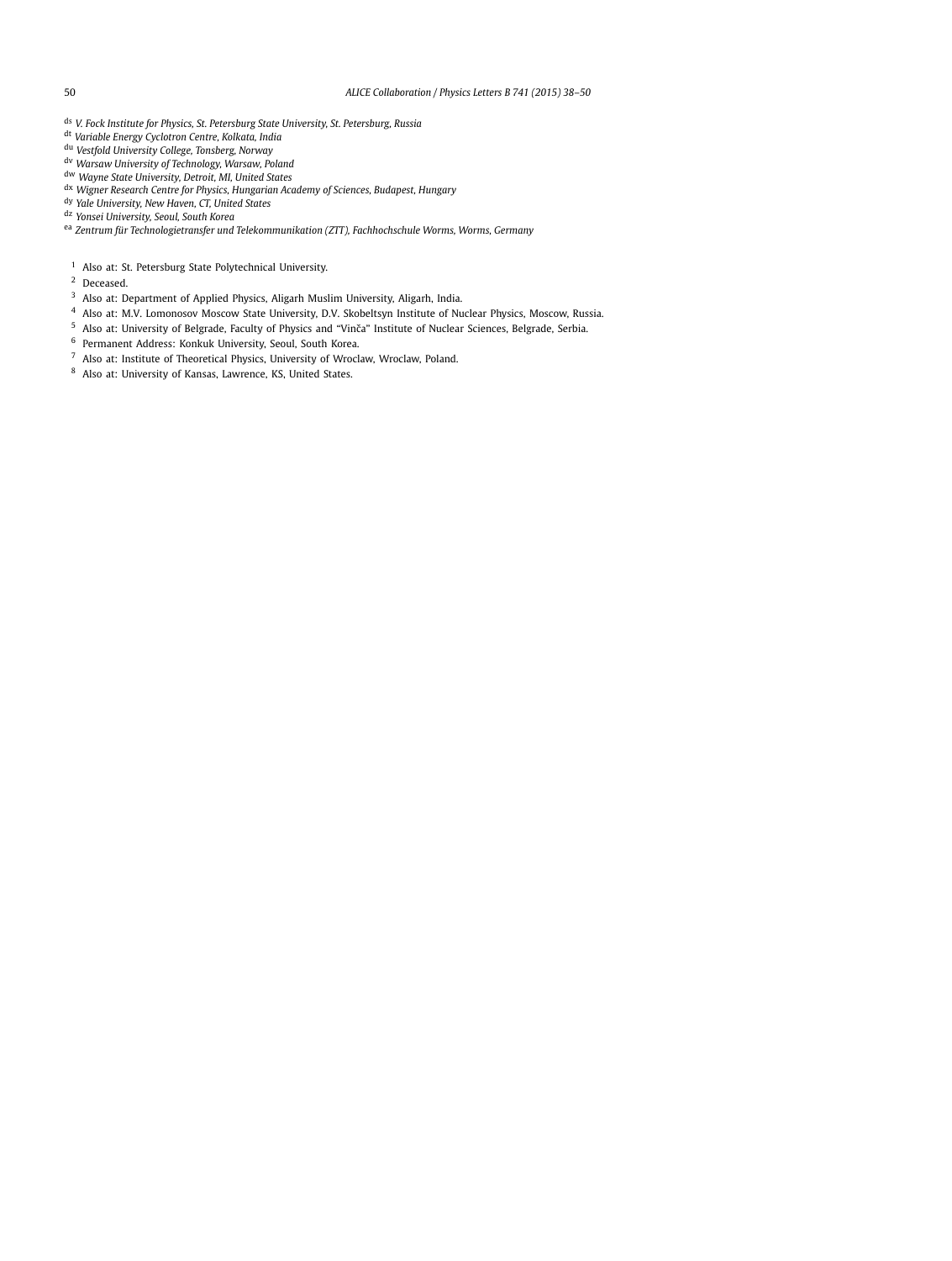[ds] *V. Fock Institute for Physics, St. Petersburg State University, St. Petersburg, Russia*
[dt] *Variable Energy Cyclotron Centre, Kolkata, India*
[du] *Vestfold University College, Tonsberg, Norway*
[dv] *Warsaw University of Technology, Warsaw, Poland*
[dw] *Wayne State University, Detroit, MI, United States*
[dx] *Wigner Research Centre for Physics, Hungarian Academy of Sciences, Budapest, Hungary*
[dy] *Yale University, New Haven, CT, United States*
[dz] *Yonsei University, Seoul, South Korea*
[ea] *Zentrum für Technologietransfer und Telekommunikation (ZTT), Fachhochschule Worms, Worms, Germany*

[1] Also at: St. Petersburg State Polytechnical University.
[2] Deceased.
[3] Also at: Department of Applied Physics, Aligarh Muslim University, Aligarh, India.
[4] Also at: M.V. Lomonosov Moscow State University, D.V. Skobeltsyn Institute of Nuclear Physics, Moscow, Russia.
[5] Also at: University of Belgrade, Faculty of Physics and "Vinča" Institute of Nuclear Sciences, Belgrade, Serbia.
[6] Permanent Address: Konkuk University, Seoul, South Korea.
[7] Also at: Institute of Theoretical Physics, University of Wroclaw, Wroclaw, Poland.
[8] Also at: University of Kansas, Lawrence, KS, United States.